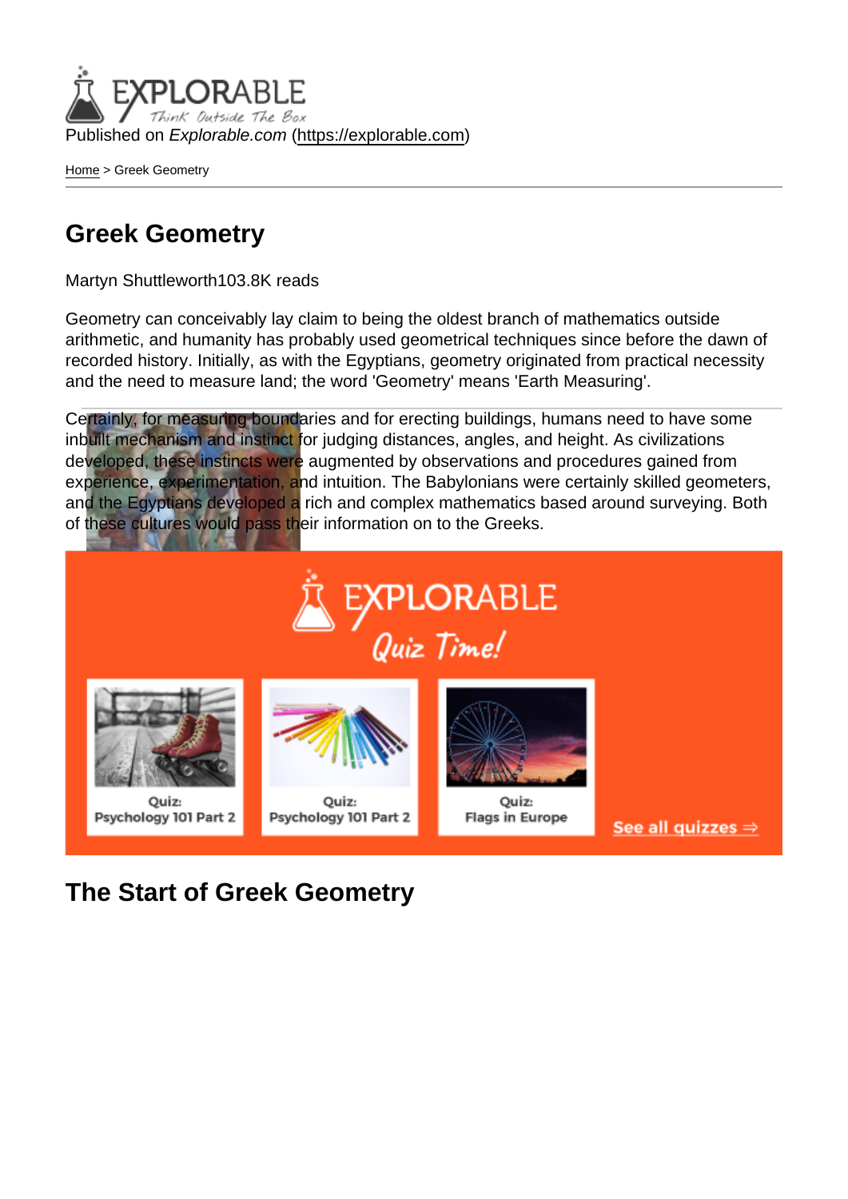Published on *Explorable.com* (https://explorable.com)

Home > Greek Geometry

# Greek Geometry

Martyn Shuttleworth103.8K reads

Geometry can conceivably lay claim to being the oldest branch of mathematics outside arithmetic, and humanity has probably used geometrical techniques since before the dawn of recorded history. Initially, as with the Egyptians, geometry originated from practical necessity and the need to measure land; the word 'Geometry' means 'Earth Measuring'.

Certainly, for measuring boundaries and for erecting buildings, humans need to have some inbuilt mechanism and instinct for judging distances, angles, and height. As civilizations developed, these instincts were augmented by observations and procedures gained from experience, experimentation, and intuition. The Babylonians were certainly skilled geometers, and the Egyptians developed a rich and complex mathematics based around surveying. Both of these cultures would pass their information on to the Greeks.

## The Start of Greek Geometry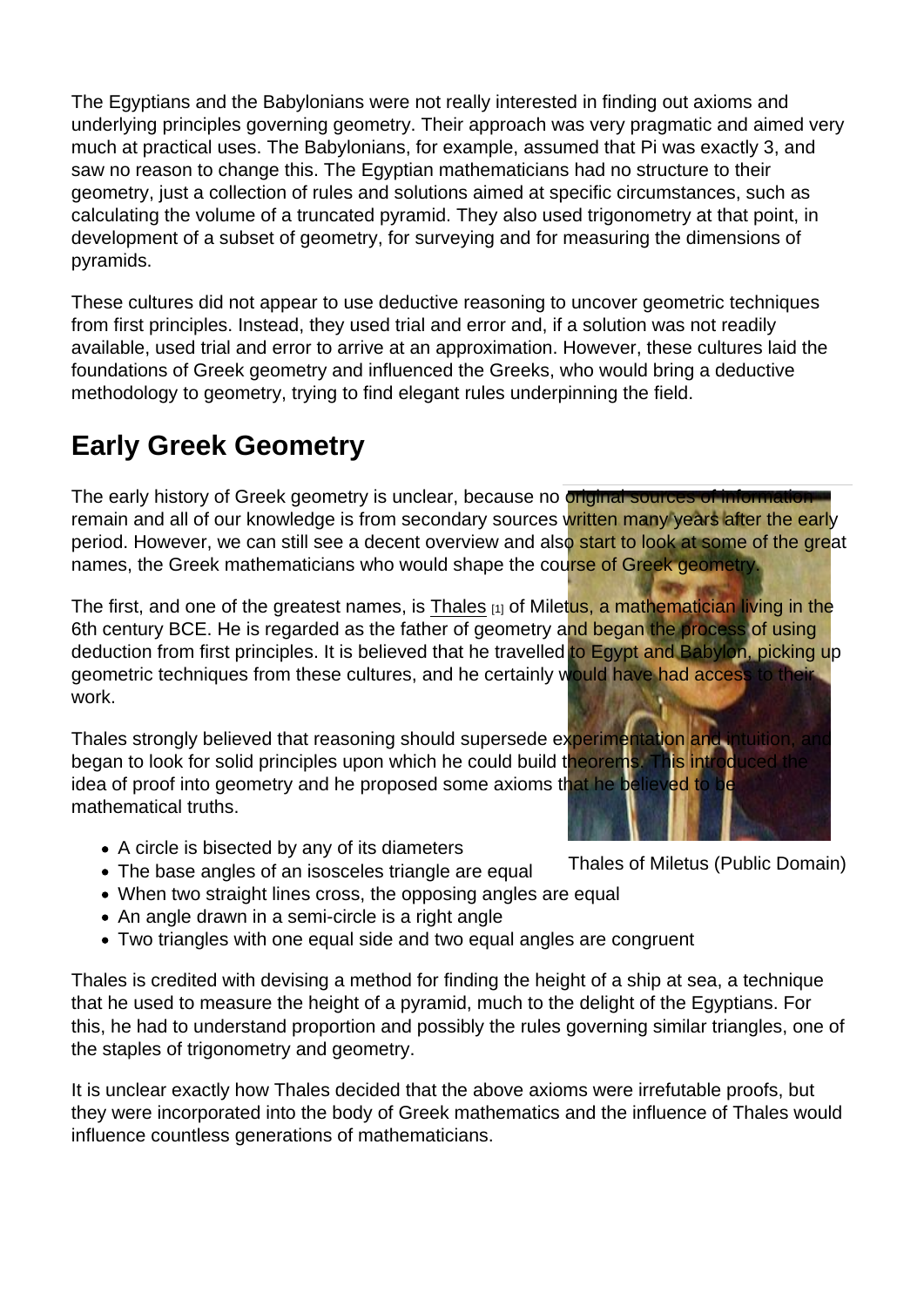The Egyptians and the Babylonians were not really interested in finding out axioms and underlying principles governing geometry. Their approach was very pragmatic and aimed very much at practical uses. The Babylonians, for example, assumed that Pi was exactly 3, and saw no reason to change this. The Egyptian mathematicians had no structure to their geometry, just a collection of rules and solutions aimed at specific circumstances, such as calculating the volume of a truncated pyramid. They also used trigonometry at that point, in development of a subset of geometry, for surveying and for measuring the dimensions of pyramids.

These cultures did not appear to use deductive reasoning to uncover geometric techniques from first principles. Instead, they used trial and error and, if a solution was not readily available, used trial and error to arrive at an approximation. However, these cultures laid the foundations of Greek geometry and influenced the Greeks, who would bring a deductive methodology to geometry, trying to find elegant rules underpinning the field.

## Early Greek Geometry

The early history of Greek geometry is unclear, because no original sources of information remain and all of our knowledge is from secondary sources written many years after the early period. However, we can still see a decent overview and also start to look at some of the great names, the Greek mathematicians who would shape the course of Greek geometry.

The first, and one of the greatest names, is Thales [1] of Miletus, a mathematician living in the 6th century BCE. He is regarded as the father of geometry and began the process of using deduction from first principles. It is believed that he travelled to Egypt and Babylon, picking up geometric techniques from these cultures, and he certainly would have had access to their work.

Thales strongly believed that reasoning should supersede experimentation and intuition, and began to look for solid principles upon which he could build theorems. This introduced the idea of proof into geometry and he proposed some axioms that he believed to be mathematical truths.

Thales of Miletus (Public Domain)

- A circle is bisected by any of its diameters
- The base angles of an isosceles triangle are equal
- When two straight lines cross, the opposing angles are equal
- An angle drawn in a semi-circle is a right angle
- Two triangles with one equal side and two equal angles are congruent

Thales is credited with devising a method for finding the height of a ship at sea, a technique that he used to measure the height of a pyramid, much to the delight of the Egyptians. For this, he had to understand proportion and possibly the rules governing similar triangles, one of the staples of trigonometry and geometry.

It is unclear exactly how Thales decided that the above axioms were irrefutable proofs, but they were incorporated into the body of Greek mathematics and the influence of Thales would influence countless generations of mathematicians.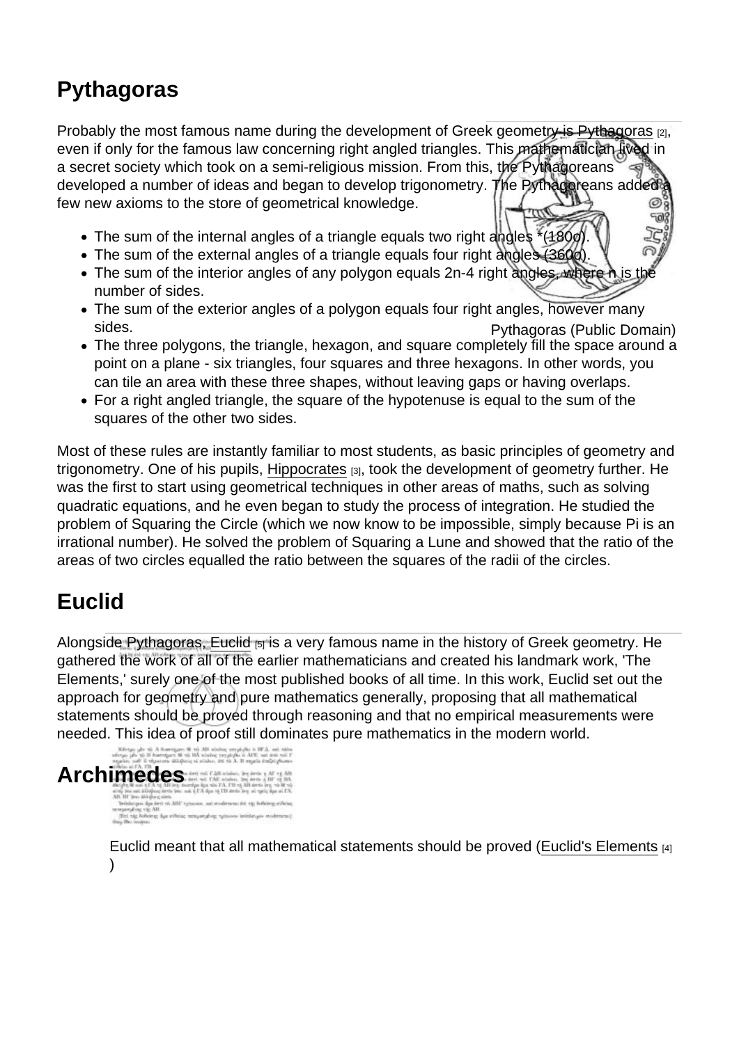## Pythagoras

Probably the most famous name during the development of Greek geometry is Pythagoras [2], even if only for the famous law concerning right angled triangles. This mathematician lived in a secret society which took on a semi-religious mission. From this, the Pythagoreans developed a number of ideas and began to develop trigonometry. The Pythagoreans added a few new axioms to the store of geometrical knowledge.

- The sum of the internal angles of a triangle equals two right angles *(180o).
- The sum of the external angles of a triangle equals four right angles (360o).
- The sum of the interior angles of any polygon equals 2n-4 right angles, where n is the number of sides.
- The sum of the exterior angles of a polygon equals four right angles, however many sides.
- The three polygons, the triangle, hexagon, and square completely fill the space around a point on a plane - six triangles, four squares and three hexagons. In other words, you can tile an area with these three shapes, without leaving gaps or having overlaps.
- For a right angled triangle, the square of the hypotenuse is equal to the sum of the squares of the other two sides.

Pythagoras (Public Domain)

Most of these rules are instantly familiar to most students, as basic principles of geometry and trigonometry. One of his pupils, Hippocrates [3], took the development of geometry further. He was the first to start using geometrical techniques in other areas of maths, such as solving quadratic equations, and he even began to study the process of integration. He studied the problem of Squaring the Circle (which we now know to be impossible, simply because Pi is an irrational number). He solved the problem of Squaring a Lune and showed that the ratio of the areas of two circles equalled the ratio between the squares of the radii of the circles.

## Euclid

Alongside Pythagoras, Euclid [5] is a very famous name in the history of Greek geometry. He gathered the work of all of the earlier mathematicians and created his landmark work, 'The Elements,' surely one of the most published books of all time. In this work, Euclid set out the approach for geometry and pure mathematics generally, proposing that all mathematical statements should be proved through reasoning and that no empirical measurements were needed. This idea of proof still dominates pure mathematics in the modern world.

## Archimedes

Euclid meant that all mathematical statements should be proved (Euclid's Elements [4])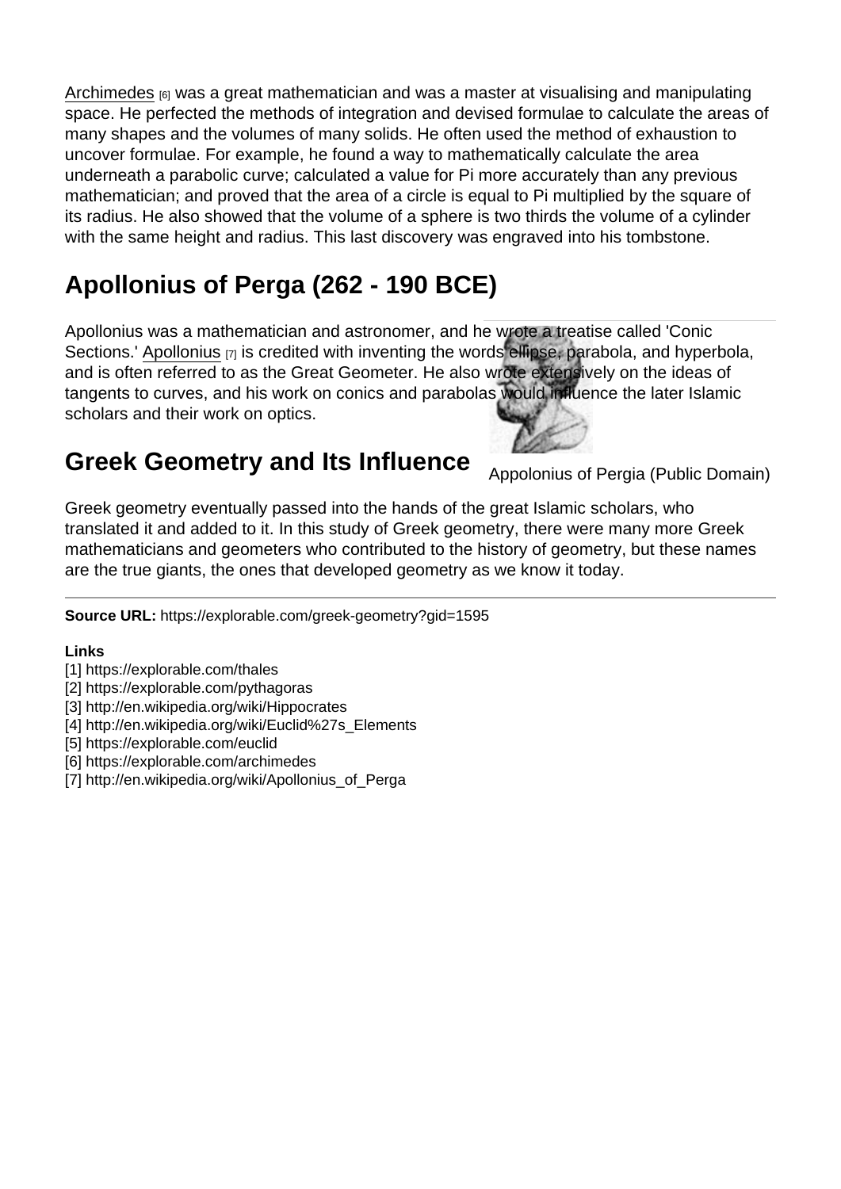Archimedes [6] was a great mathematician and was a master at visualising and manipulating space. He perfected the methods of integration and devised formulae to calculate the areas of many shapes and the volumes of many solids. He often used the method of exhaustion to uncover formulae. For example, he found a way to mathematically calculate the area underneath a parabolic curve; calculated a value for Pi more accurately than any previous mathematician; and proved that the area of a circle is equal to Pi multiplied by the square of its radius. He also showed that the volume of a sphere is two thirds the volume of a cylinder with the same height and radius. This last discovery was engraved into his tombstone.

## Apollonius of Perga (262 - 190 BCE)

Apollonius was a mathematician and astronomer, and he wrote a treatise called 'Conic Sections.' Apollonius [7] is credited with inventing the words ellipse, parabola, and hyperbola, and is often referred to as the Great Geometer. He also wrote extensively on the ideas of tangents to curves, and his work on conics and parabolas would influence the later Islamic scholars and their work on optics.

Appolonius of Pergia (Public Domain)

## Greek Geometry and Its Influence

Greek geometry eventually passed into the hands of the great Islamic scholars, who translated it and added to it. In this study of Greek geometry, there were many more Greek mathematicians and geometers who contributed to the history of geometry, but these names are the true giants, the ones that developed geometry as we know it today.

---

**Source URL:** https://explorable.com/greek-geometry?gid=1595

**Links**

[1] https://explorable.com/thales
[2] https://explorable.com/pythagoras
[3] http://en.wikipedia.org/wiki/Hippocrates
[4] http://en.wikipedia.org/wiki/Euclid%27s_Elements
[5] https://explorable.com/euclid
[6] https://explorable.com/archimedes
[7] http://en.wikipedia.org/wiki/Apollonius_of_Perga